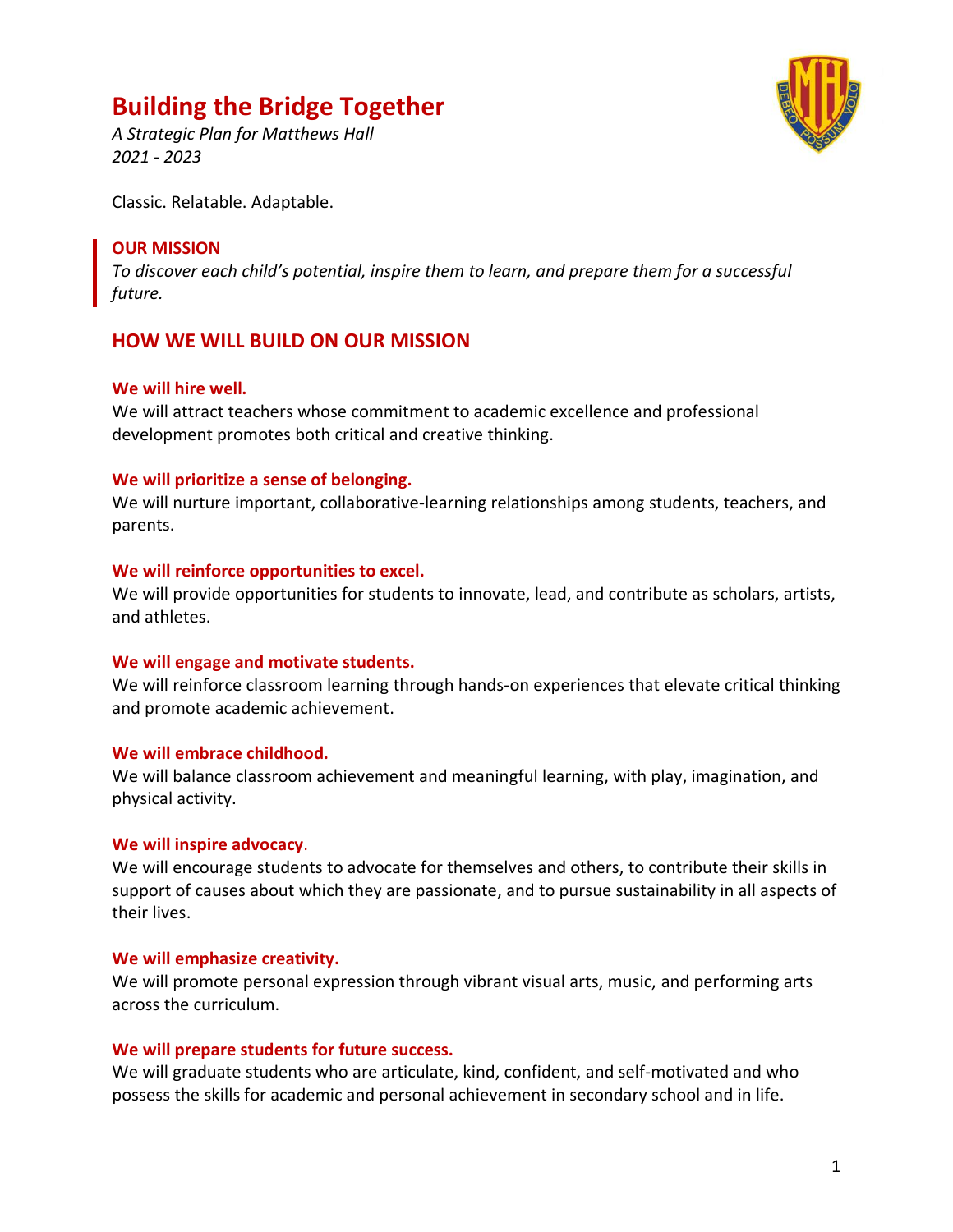# Building the Bridge Together

*A Strategic Plan for Matthews Hall*
*2021 - 2023*

Classic. Relatable. Adaptable.

**OUR MISSION**

*To discover each child's potential, inspire them to learn, and prepare them for a successful future.*

## HOW WE WILL BUILD ON OUR MISSION

**We will hire well.**
We will attract teachers whose commitment to academic excellence and professional development promotes both critical and creative thinking.

**We will prioritize a sense of belonging.**
We will nurture important, collaborative-learning relationships among students, teachers, and parents.

**We will reinforce opportunities to excel.**
We will provide opportunities for students to innovate, lead, and contribute as scholars, artists, and athletes.

**We will engage and motivate students.**
We will reinforce classroom learning through hands-on experiences that elevate critical thinking and promote academic achievement.

**We will embrace childhood.**
We will balance classroom achievement and meaningful learning, with play, imagination, and physical activity.

**We will inspire advocacy**.
We will encourage students to advocate for themselves and others, to contribute their skills in support of causes about which they are passionate, and to pursue sustainability in all aspects of their lives.

**We will emphasize creativity.**
We will promote personal expression through vibrant visual arts, music, and performing arts across the curriculum.

**We will prepare students for future success.**
We will graduate students who are articulate, kind, confident, and self-motivated and who possess the skills for academic and personal achievement in secondary school and in life.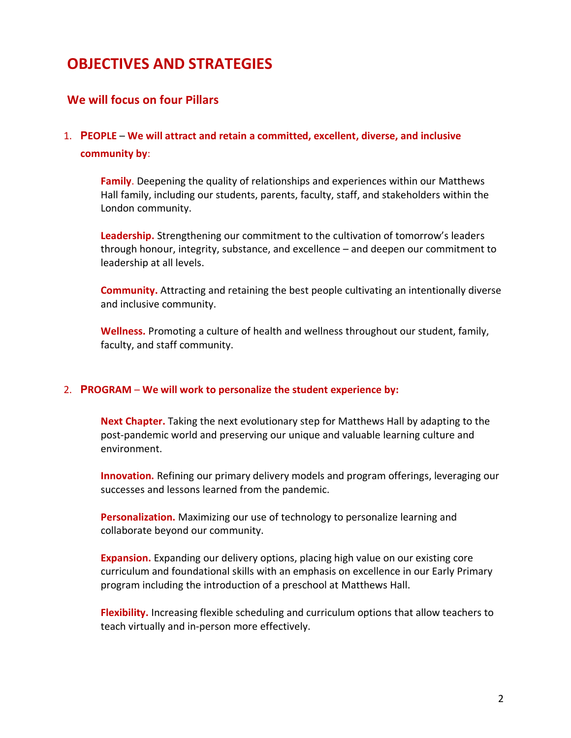# OBJECTIVES AND STRATEGIES

## We will focus on four Pillars

1. **PEOPLE – We will attract and retain a committed, excellent, diverse, and inclusive community by**:

   **Family**. Deepening the quality of relationships and experiences within our Matthews Hall family, including our students, parents, faculty, staff, and stakeholders within the London community.

   **Leadership.** Strengthening our commitment to the cultivation of tomorrow's leaders through honour, integrity, substance, and excellence – and deepen our commitment to leadership at all levels.

   **Community.** Attracting and retaining the best people cultivating an intentionally diverse and inclusive community.

   **Wellness.** Promoting a culture of health and wellness throughout our student, family, faculty, and staff community.

2. **PROGRAM – We will work to personalize the student experience by:**

   **Next Chapter.** Taking the next evolutionary step for Matthews Hall by adapting to the post-pandemic world and preserving our unique and valuable learning culture and environment.

   **Innovation.** Refining our primary delivery models and program offerings, leveraging our successes and lessons learned from the pandemic.

   **Personalization.** Maximizing our use of technology to personalize learning and collaborate beyond our community.

   **Expansion.** Expanding our delivery options, placing high value on our existing core curriculum and foundational skills with an emphasis on excellence in our Early Primary program including the introduction of a preschool at Matthews Hall.

   **Flexibility.** Increasing flexible scheduling and curriculum options that allow teachers to teach virtually and in-person more effectively.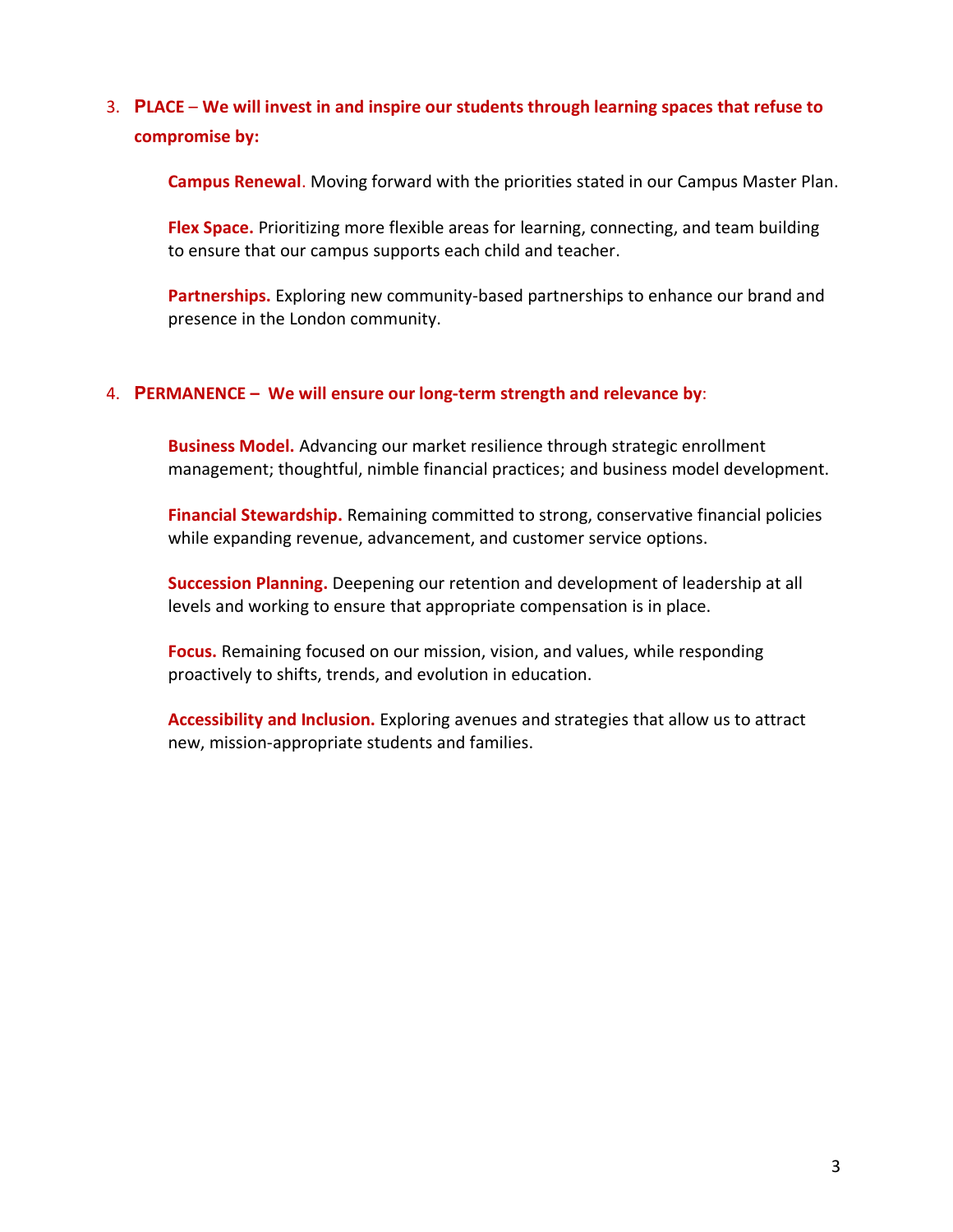3. **PLACE – We will invest in and inspire our students through learning spaces that refuse to compromise by:**

   **Campus Renewal**. Moving forward with the priorities stated in our Campus Master Plan.

   **Flex Space.** Prioritizing more flexible areas for learning, connecting, and team building to ensure that our campus supports each child and teacher.

   **Partnerships.** Exploring new community-based partnerships to enhance our brand and presence in the London community.

4. **PERMANENCE – We will ensure our long-term strength and relevance by**:

   **Business Model.** Advancing our market resilience through strategic enrollment management; thoughtful, nimble financial practices; and business model development.

   **Financial Stewardship.** Remaining committed to strong, conservative financial policies while expanding revenue, advancement, and customer service options.

   **Succession Planning.** Deepening our retention and development of leadership at all levels and working to ensure that appropriate compensation is in place.

   **Focus.** Remaining focused on our mission, vision, and values, while responding proactively to shifts, trends, and evolution in education.

   **Accessibility and Inclusion.** Exploring avenues and strategies that allow us to attract new, mission-appropriate students and families.